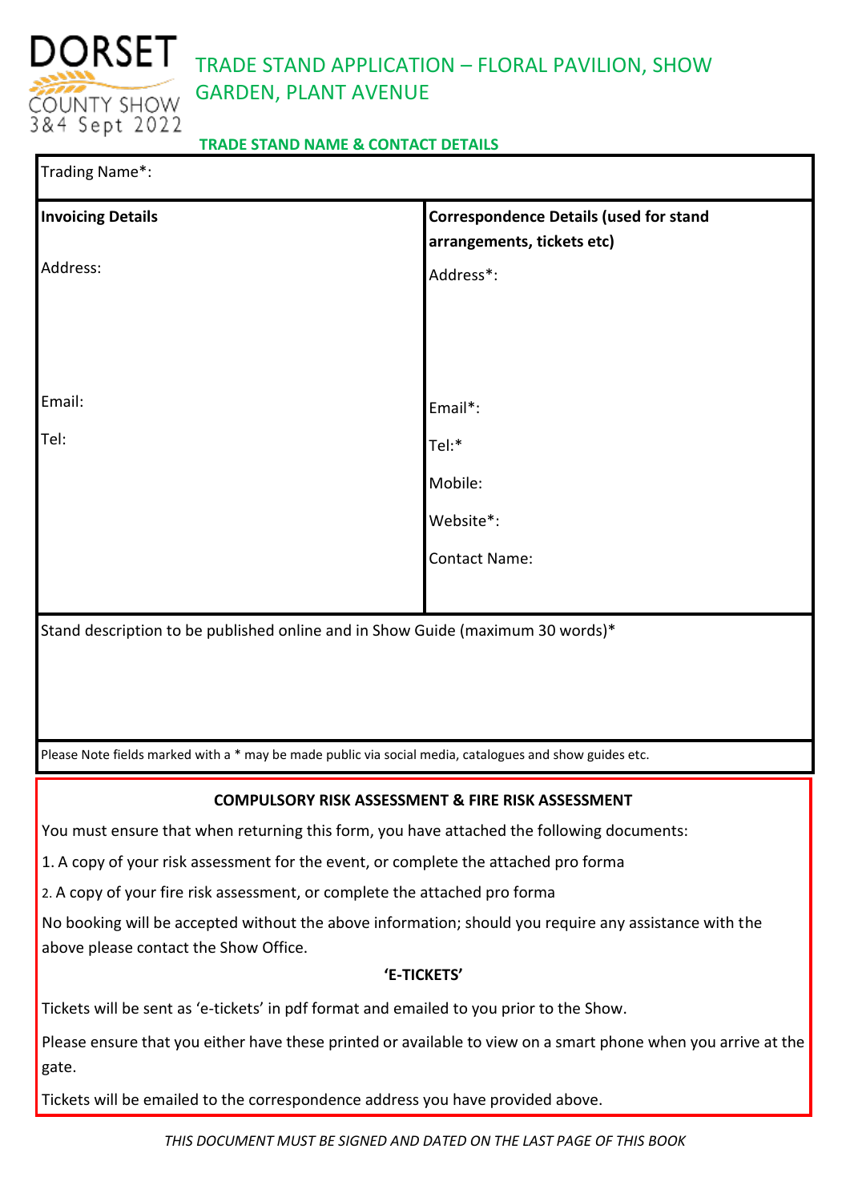DORSET
COUNTY SHOW
3&4 Sept 2022

# TRADE STAND APPLICATION – FLORAL PAVILION, SHOW GARDEN, PLANT AVENUE

## TRADE STAND NAME & CONTACT DETAILS

| Trading Name*: | |
|---|---|
| **Invoicing Details** | **Correspondence Details (used for stand arrangements, tickets etc)** |
| Address: | Address*: |
| Email: | Email*: |
| Tel: | Tel:* |
| | Mobile: |
| | Website*: |
| | Contact Name: |
| Stand description to be published online and in Show Guide (maximum 30 words)* | |
| Please Note fields marked with a * may be made public via social media, catalogues and show guides etc. | |

**COMPULSORY RISK ASSESSMENT & FIRE RISK ASSESSMENT**

You must ensure that when returning this form, you have attached the following documents:

1. A copy of your risk assessment for the event, or complete the attached pro forma
2. A copy of your fire risk assessment, or complete the attached pro forma

No booking will be accepted without the above information; should you require any assistance with the above please contact the Show Office.

**'E-TICKETS'**

Tickets will be sent as 'e-tickets' in pdf format and emailed to you prior to the Show.

Please ensure that you either have these printed or available to view on a smart phone when you arrive at the gate.

Tickets will be emailed to the correspondence address you have provided above.

*THIS DOCUMENT MUST BE SIGNED AND DATED ON THE LAST PAGE OF THIS BOOK*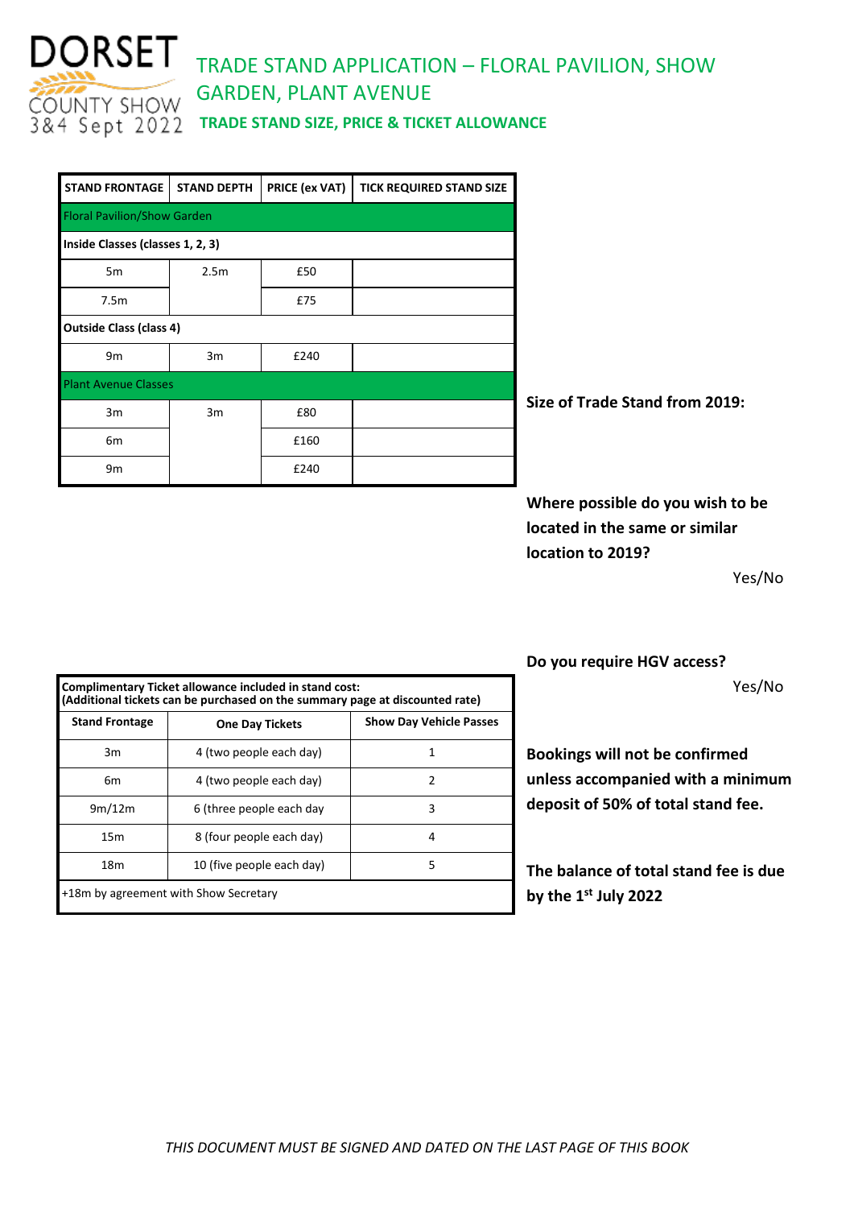DORSET COUNTY SHOW 3&4 Sept 2022

# TRADE STAND APPLICATION – FLORAL PAVILION, SHOW GARDEN, PLANT AVENUE

## TRADE STAND SIZE, PRICE & TICKET ALLOWANCE

| STAND FRONTAGE | STAND DEPTH | PRICE (ex VAT) | TICK REQUIRED STAND SIZE |
|---|---|---|---|
| Floral Pavilion/Show Garden | | | |
| **Inside Classes (classes 1, 2, 3)** | | | |
| 5m | 2.5m | £50 | |
| 7.5m | | £75 | |
| **Outside Class (class 4)** | | | |
| 9m | 3m | £240 | |
| Plant Avenue Classes | | | |
| 3m | 3m | £80 | |
| 6m | | £160 | |
| 9m | | £240 | |

**Size of Trade Stand from 2019:**

**Where possible do you wish to be located in the same or similar location to 2019?**

Yes/No

**Do you require HGV access?**

Yes/No

| **Complimentary Ticket allowance included in stand cost: (Additional tickets can be purchased on the summary page at discounted rate)** | | |
|---|---|---|
| **Stand Frontage** | **One Day Tickets** | **Show Day Vehicle Passes** |
| 3m | 4 (two people each day) | 1 |
| 6m | 4 (two people each day) | 2 |
| 9m/12m | 6 (three people each day | 3 |
| 15m | 8 (four people each day) | 4 |
| 18m | 10 (five people each day) | 5 |
| +18m by agreement with Show Secretary | | |

**Bookings will not be confirmed unless accompanied with a minimum deposit of 50% of total stand fee.**

**The balance of total stand fee is due by the 1st July 2022**

*THIS DOCUMENT MUST BE SIGNED AND DATED ON THE LAST PAGE OF THIS BOOK*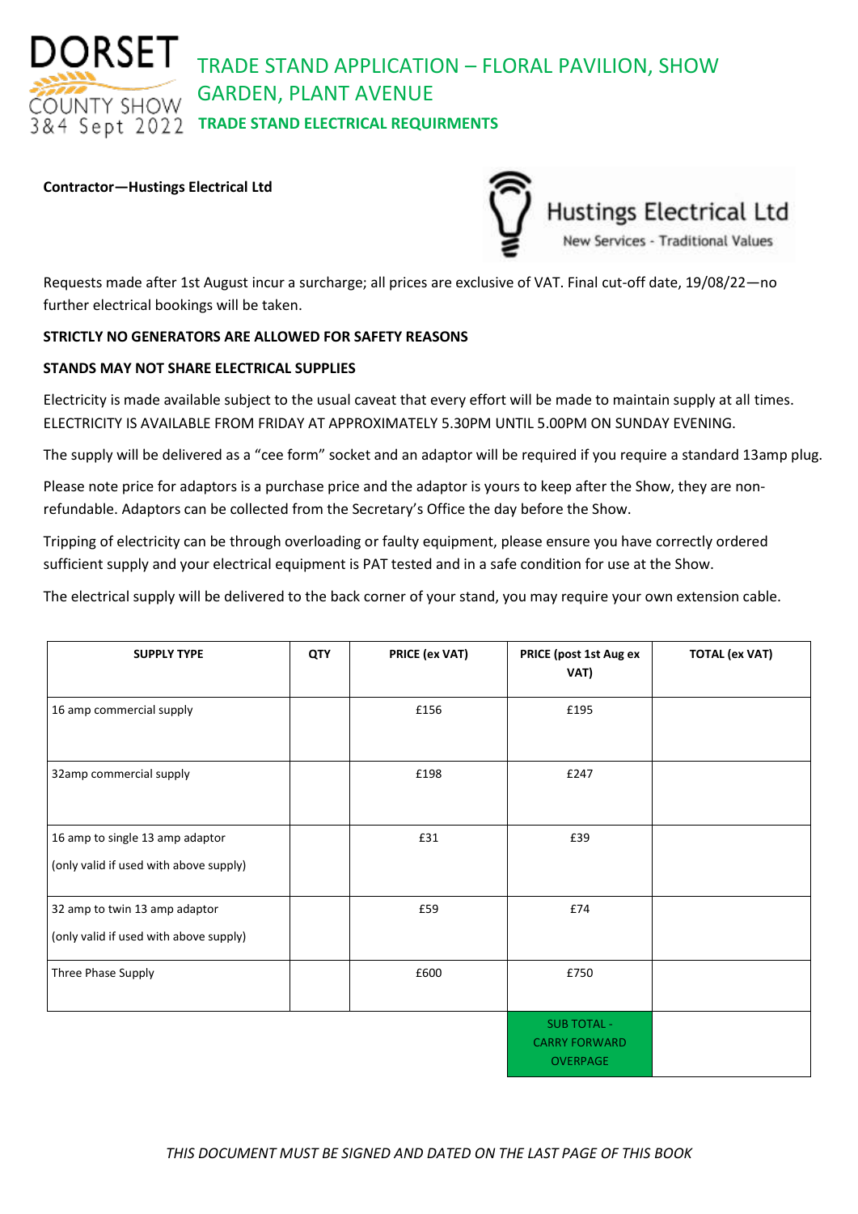# TRADE STAND APPLICATION – FLORAL PAVILION, SHOW GARDEN, PLANT AVENUE

## TRADE STAND ELECTRICAL REQUIRMENTS

DORSET COUNTY SHOW 3&4 Sept 2022

**Contractor—Hustings Electrical Ltd**

Hustings Electrical Ltd
New Services - Traditional Values

Requests made after 1st August incur a surcharge; all prices are exclusive of VAT. Final cut-off date, 19/08/22—no further electrical bookings will be taken.

**STRICTLY NO GENERATORS ARE ALLOWED FOR SAFETY REASONS**

**STANDS MAY NOT SHARE ELECTRICAL SUPPLIES**

Electricity is made available subject to the usual caveat that every effort will be made to maintain supply at all times. ELECTRICITY IS AVAILABLE FROM FRIDAY AT APPROXIMATELY 5.30PM UNTIL 5.00PM ON SUNDAY EVENING.

The supply will be delivered as a "cee form" socket and an adaptor will be required if you require a standard 13amp plug.

Please note price for adaptors is a purchase price and the adaptor is yours to keep after the Show, they are non-refundable. Adaptors can be collected from the Secretary's Office the day before the Show.

Tripping of electricity can be through overloading or faulty equipment, please ensure you have correctly ordered sufficient supply and your electrical equipment is PAT tested and in a safe condition for use at the Show.

The electrical supply will be delivered to the back corner of your stand, you may require your own extension cable.

| SUPPLY TYPE | QTY | PRICE (ex VAT) | PRICE (post 1st Aug ex VAT) | TOTAL (ex VAT) |
|---|---|---|---|---|
| 16 amp commercial supply | | £156 | £195 | |
| 32amp commercial supply | | £198 | £247 | |
| 16 amp to single 13 amp adaptor (only valid if used with above supply) | | £31 | £39 | |
| 32 amp to twin 13 amp adaptor (only valid if used with above supply) | | £59 | £74 | |
| Three Phase Supply | | £600 | £750 | |
| | | | SUB TOTAL - CARRY FORWARD OVERPAGE | |

*THIS DOCUMENT MUST BE SIGNED AND DATED ON THE LAST PAGE OF THIS BOOK*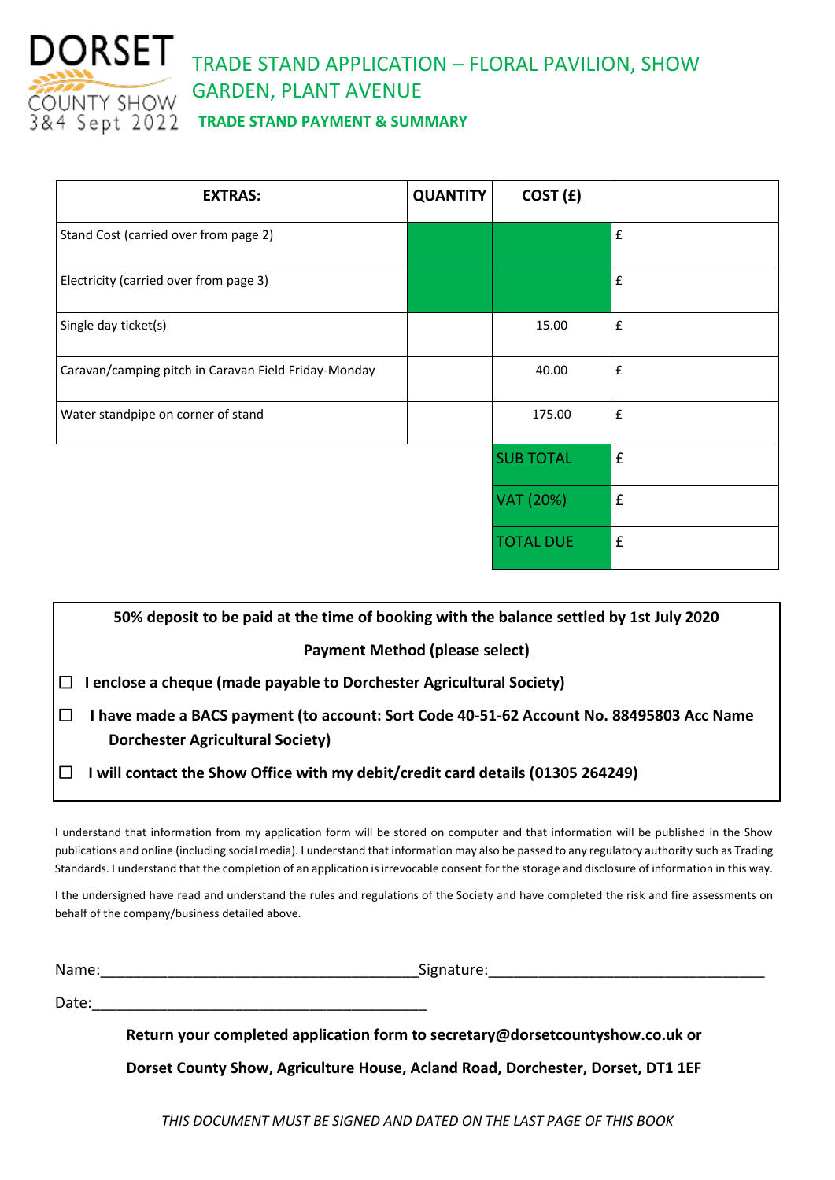DORSET COUNTY SHOW 3&4 Sept 2022

# TRADE STAND APPLICATION – FLORAL PAVILION, SHOW GARDEN, PLANT AVENUE

## TRADE STAND PAYMENT & SUMMARY

| EXTRAS: | QUANTITY | COST (£) | |
|---|---|---|---|
| Stand Cost (carried over from page 2) | | | £ |
| Electricity (carried over from page 3) | | | £ |
| Single day ticket(s) | | 15.00 | £ |
| Caravan/camping pitch in Caravan Field Friday-Monday | | 40.00 | £ |
| Water standpipe on corner of stand | | 175.00 | £ |
| | | SUB TOTAL | £ |
| | | VAT (20%) | £ |
| | | TOTAL DUE | £ |

**50% deposit to be paid at the time of booking with the balance settled by 1st July 2020**

**Payment Method (please select)**

☐ **I enclose a cheque (made payable to Dorchester Agricultural Society)**

☐ **I have made a BACS payment (to account: Sort Code 40-51-62 Account No. 88495803 Acc Name Dorchester Agricultural Society)**

☐ **I will contact the Show Office with my debit/credit card details (01305 264249)**

I understand that information from my application form will be stored on computer and that information will be published in the Show publications and online (including social media). I understand that information may also be passed to any regulatory authority such as Trading Standards. I understand that the completion of an application is irrevocable consent for the storage and disclosure of information in this way.

I the undersigned have read and understand the rules and regulations of the Society and have completed the risk and fire assessments on behalf of the company/business detailed above.

Name:_______________________________________Signature:_________________________________

Date:_________________________________________

**Return your completed application form to secretary@dorsetcountyshow.co.uk or**

**Dorset County Show, Agriculture House, Acland Road, Dorchester, Dorset, DT1 1EF**

*THIS DOCUMENT MUST BE SIGNED AND DATED ON THE LAST PAGE OF THIS BOOK*